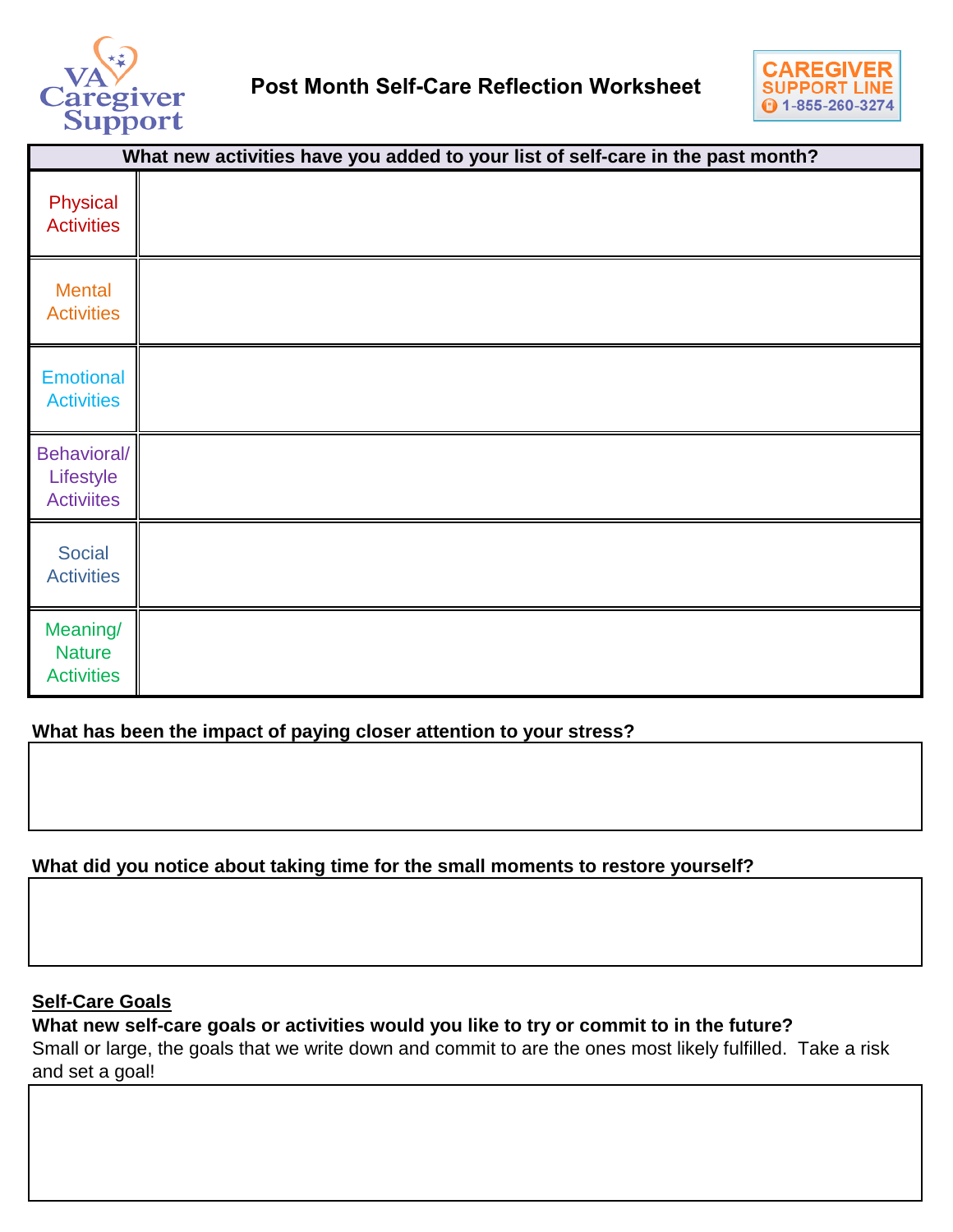VA Caregiver Support

# Post Month Self-Care Reflection Worksheet

CAREGIVER SUPPORT LINE 1-855-260-3274

| What new activities have you added to your list of self-care in the past month? | |
|---|---|
| Physical Activities | |
| Mental Activities | |
| Emotional Activities | |
| Behavioral/ Lifestyle Activiites | |
| Social Activities | |
| Meaning/ Nature Activities | |

**What has been the impact of paying closer attention to your stress?**

**What did you notice about taking time for the small moments to restore yourself?**

**Self-Care Goals**

**What new self-care goals or activities would you like to try or commit to in the future?**

Small or large, the goals that we write down and commit to are the ones most likely fulfilled. Take a risk and set a goal!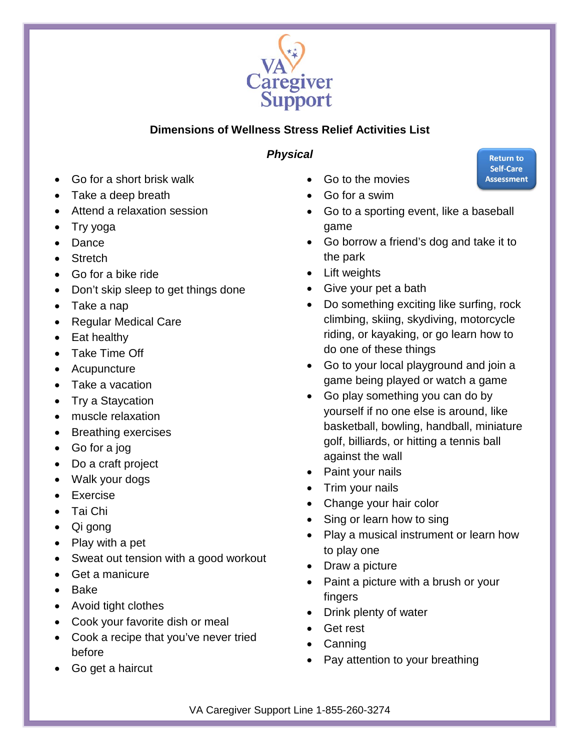VA Caregiver Support

## Dimensions of Wellness Stress Relief Activities List

### *Physical*

Return to Self-Care Assessment

- Go for a short brisk walk
- Take a deep breath
- Attend a relaxation session
- Try yoga
- Dance
- Stretch
- Go for a bike ride
- Don't skip sleep to get things done
- Take a nap
- Regular Medical Care
- Eat healthy
- Take Time Off
- Acupuncture
- Take a vacation
- Try a Staycation
- muscle relaxation
- Breathing exercises
- Go for a jog
- Do a craft project
- Walk your dogs
- Exercise
- Tai Chi
- Qi gong
- Play with a pet
- Sweat out tension with a good workout
- Get a manicure
- Bake
- Avoid tight clothes
- Cook your favorite dish or meal
- Cook a recipe that you've never tried before
- Go get a haircut
- Go to the movies
- Go for a swim
- Go to a sporting event, like a baseball game
- Go borrow a friend's dog and take it to the park
- Lift weights
- Give your pet a bath
- Do something exciting like surfing, rock climbing, skiing, skydiving, motorcycle riding, or kayaking, or go learn how to do one of these things
- Go to your local playground and join a game being played or watch a game
- Go play something you can do by yourself if no one else is around, like basketball, bowling, handball, miniature golf, billiards, or hitting a tennis ball against the wall
- Paint your nails
- Trim your nails
- Change your hair color
- Sing or learn how to sing
- Play a musical instrument or learn how to play one
- Draw a picture
- Paint a picture with a brush or your fingers
- Drink plenty of water
- Get rest
- Canning
- Pay attention to your breathing

VA Caregiver Support Line 1-855-260-3274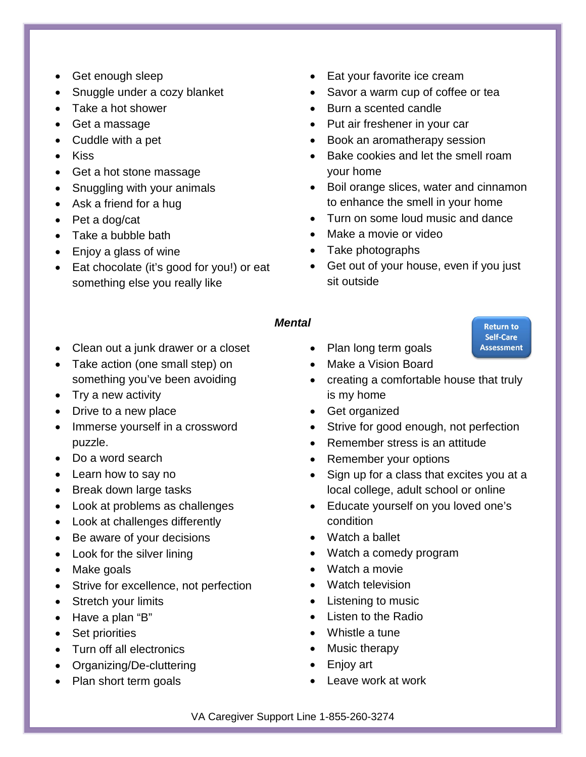- Get enough sleep
- Snuggle under a cozy blanket
- Take a hot shower
- Get a massage
- Cuddle with a pet
- Kiss
- Get a hot stone massage
- Snuggling with your animals
- Ask a friend for a hug
- Pet a dog/cat
- Take a bubble bath
- Enjoy a glass of wine
- Eat chocolate (it's good for you!) or eat something else you really like
- Eat your favorite ice cream
- Savor a warm cup of coffee or tea
- Burn a scented candle
- Put air freshener in your car
- Book an aromatherapy session
- Bake cookies and let the smell roam your home
- Boil orange slices, water and cinnamon to enhance the smell in your home
- Turn on some loud music and dance
- Make a movie or video
- Take photographs
- Get out of your house, even if you just sit outside

***Mental***

Return to Self-Care Assessment

- Clean out a junk drawer or a closet
- Take action (one small step) on something you've been avoiding
- Try a new activity
- Drive to a new place
- Immerse yourself in a crossword puzzle.
- Do a word search
- Learn how to say no
- Break down large tasks
- Look at problems as challenges
- Look at challenges differently
- Be aware of your decisions
- Look for the silver lining
- Make goals
- Strive for excellence, not perfection
- Stretch your limits
- Have a plan "B"
- Set priorities
- Turn off all electronics
- Organizing/De-cluttering
- Plan short term goals
- Plan long term goals
- Make a Vision Board
- creating a comfortable house that truly is my home
- Get organized
- Strive for good enough, not perfection
- Remember stress is an attitude
- Remember your options
- Sign up for a class that excites you at a local college, adult school or online
- Educate yourself on you loved one's condition
- Watch a ballet
- Watch a comedy program
- Watch a movie
- Watch television
- Listening to music
- Listen to the Radio
- Whistle a tune
- Music therapy
- Enjoy art
- Leave work at work

VA Caregiver Support Line 1-855-260-3274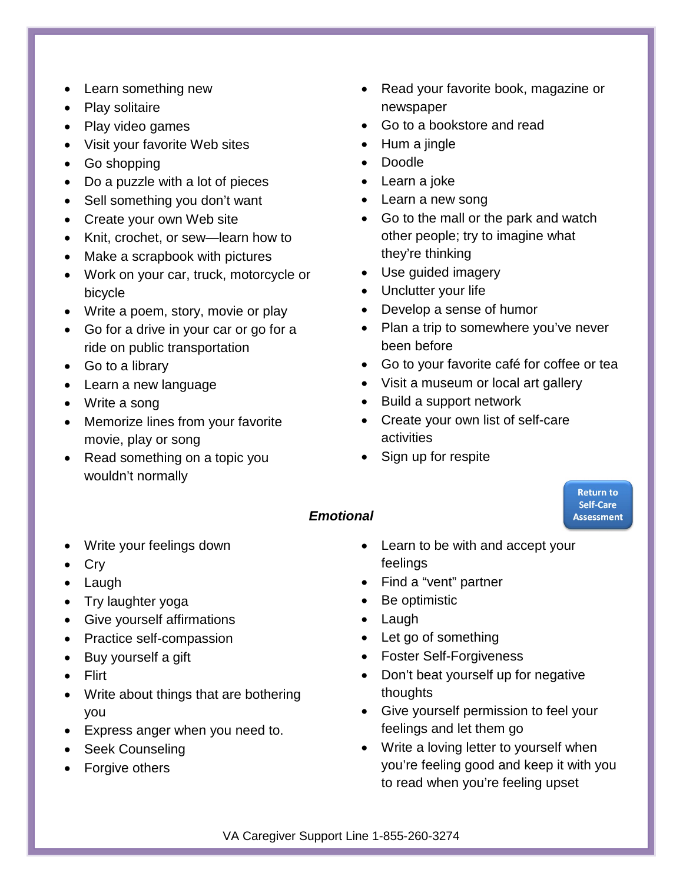- Learn something new
- Play solitaire
- Play video games
- Visit your favorite Web sites
- Go shopping
- Do a puzzle with a lot of pieces
- Sell something you don't want
- Create your own Web site
- Knit, crochet, or sew—learn how to
- Make a scrapbook with pictures
- Work on your car, truck, motorcycle or bicycle
- Write a poem, story, movie or play
- Go for a drive in your car or go for a ride on public transportation
- Go to a library
- Learn a new language
- Write a song
- Memorize lines from your favorite movie, play or song
- Read something on a topic you wouldn't normally
- Read your favorite book, magazine or newspaper
- Go to a bookstore and read
- Hum a jingle
- Doodle
- Learn a joke
- Learn a new song
- Go to the mall or the park and watch other people; try to imagine what they're thinking
- Use guided imagery
- Unclutter your life
- Develop a sense of humor
- Plan a trip to somewhere you've never been before
- Go to your favorite café for coffee or tea
- Visit a museum or local art gallery
- Build a support network
- Create your own list of self-care activities
- Sign up for respite

Return to Self-Care Assessment

### *Emotional*

- Write your feelings down
- Cry
- Laugh
- Try laughter yoga
- Give yourself affirmations
- Practice self-compassion
- Buy yourself a gift
- Flirt
- Write about things that are bothering you
- Express anger when you need to.
- Seek Counseling
- Forgive others
- Learn to be with and accept your feelings
- Find a "vent" partner
- Be optimistic
- Laugh
- Let go of something
- Foster Self-Forgiveness
- Don't beat yourself up for negative thoughts
- Give yourself permission to feel your feelings and let them go
- Write a loving letter to yourself when you're feeling good and keep it with you to read when you're feeling upset

VA Caregiver Support Line 1-855-260-3274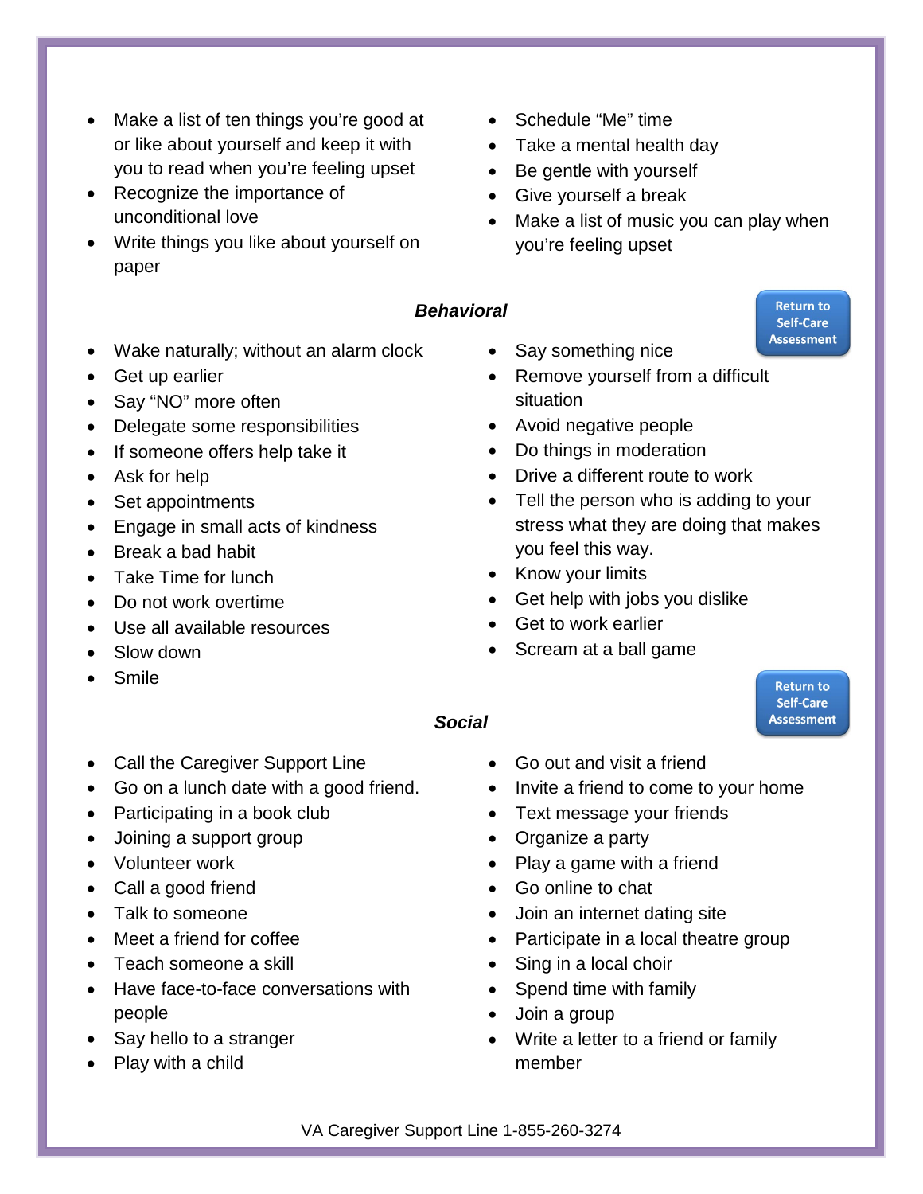- Make a list of ten things you're good at or like about yourself and keep it with you to read when you're feeling upset
- Recognize the importance of unconditional love
- Write things you like about yourself on paper
- Schedule "Me" time
- Take a mental health day
- Be gentle with yourself
- Give yourself a break
- Make a list of music you can play when you're feeling upset

### *Behavioral*

Return to Self-Care Assessment

- Wake naturally; without an alarm clock
- Get up earlier
- Say "NO" more often
- Delegate some responsibilities
- If someone offers help take it
- Ask for help
- Set appointments
- Engage in small acts of kindness
- Break a bad habit
- Take Time for lunch
- Do not work overtime
- Use all available resources
- Slow down
- Smile
- Say something nice
- Remove yourself from a difficult situation
- Avoid negative people
- Do things in moderation
- Drive a different route to work
- Tell the person who is adding to your stress what they are doing that makes you feel this way.
- Know your limits
- Get help with jobs you dislike
- Get to work earlier
- Scream at a ball game

Return to Self-Care Assessment

### *Social*

- Call the Caregiver Support Line
- Go on a lunch date with a good friend.
- Participating in a book club
- Joining a support group
- Volunteer work
- Call a good friend
- Talk to someone
- Meet a friend for coffee
- Teach someone a skill
- Have face-to-face conversations with people
- Say hello to a stranger
- Play with a child
- Go out and visit a friend
- Invite a friend to come to your home
- Text message your friends
- Organize a party
- Play a game with a friend
- Go online to chat
- Join an internet dating site
- Participate in a local theatre group
- Sing in a local choir
- Spend time with family
- Join a group
- Write a letter to a friend or family member

VA Caregiver Support Line 1-855-260-3274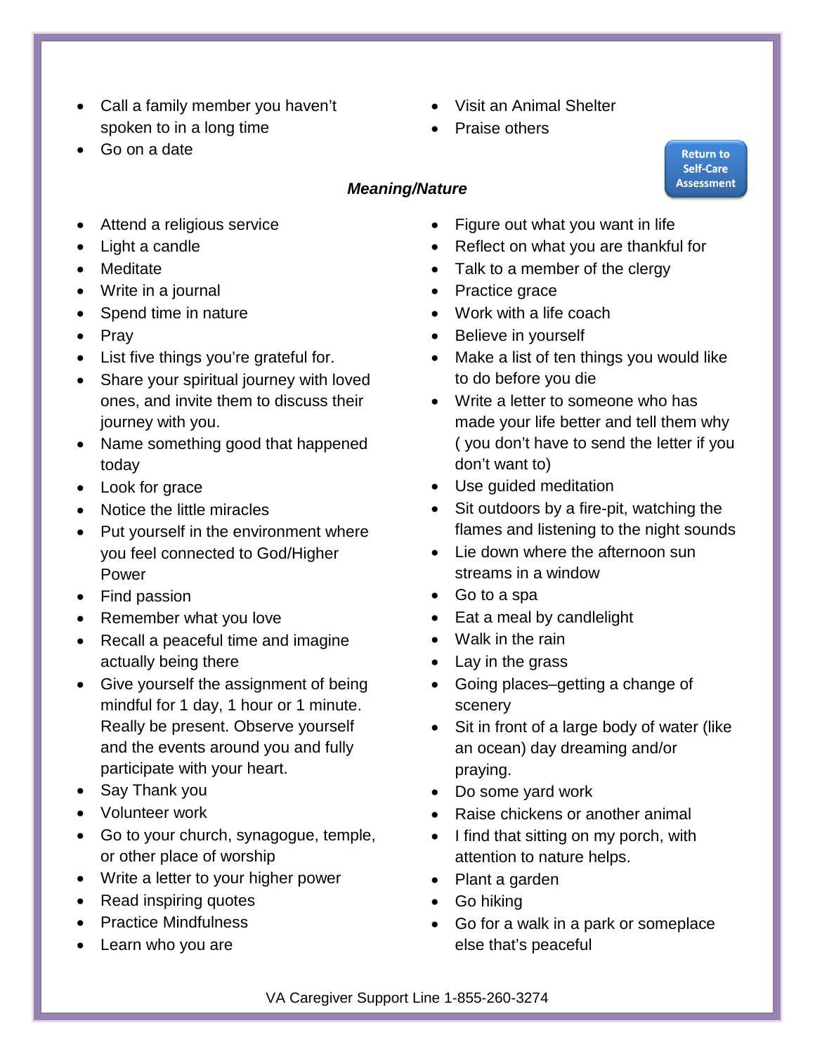- Call a family member you haven't spoken to in a long time
- Go on a date
- Visit an Animal Shelter
- Praise others

Return to Self-Care Assessment

### *Meaning/Nature*

- Attend a religious service
- Light a candle
- Meditate
- Write in a journal
- Spend time in nature
- Pray
- List five things you're grateful for.
- Share your spiritual journey with loved ones, and invite them to discuss their journey with you.
- Name something good that happened today
- Look for grace
- Notice the little miracles
- Put yourself in the environment where you feel connected to God/Higher Power
- Find passion
- Remember what you love
- Recall a peaceful time and imagine actually being there
- Give yourself the assignment of being mindful for 1 day, 1 hour or 1 minute. Really be present. Observe yourself and the events around you and fully participate with your heart.
- Say Thank you
- Volunteer work
- Go to your church, synagogue, temple, or other place of worship
- Write a letter to your higher power
- Read inspiring quotes
- Practice Mindfulness
- Learn who you are
- Figure out what you want in life
- Reflect on what you are thankful for
- Talk to a member of the clergy
- Practice grace
- Work with a life coach
- Believe in yourself
- Make a list of ten things you would like to do before you die
- Write a letter to someone who has made your life better and tell them why ( you don't have to send the letter if you don't want to)
- Use guided meditation
- Sit outdoors by a fire-pit, watching the flames and listening to the night sounds
- Lie down where the afternoon sun streams in a window
- Go to a spa
- Eat a meal by candlelight
- Walk in the rain
- Lay in the grass
- Going places–getting a change of scenery
- Sit in front of a large body of water (like an ocean) day dreaming and/or praying.
- Do some yard work
- Raise chickens or another animal
- I find that sitting on my porch, with attention to nature helps.
- Plant a garden
- Go hiking
- Go for a walk in a park or someplace else that's peaceful

VA Caregiver Support Line 1-855-260-3274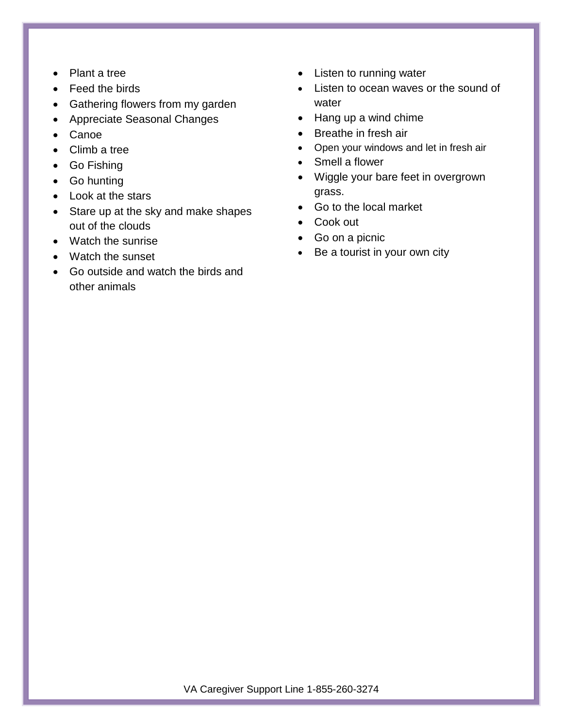- Plant a tree
- Feed the birds
- Gathering flowers from my garden
- Appreciate Seasonal Changes
- Canoe
- Climb a tree
- Go Fishing
- Go hunting
- Look at the stars
- Stare up at the sky and make shapes out of the clouds
- Watch the sunrise
- Watch the sunset
- Go outside and watch the birds and other animals
- Listen to running water
- Listen to ocean waves or the sound of water
- Hang up a wind chime
- Breathe in fresh air
- Open your windows and let in fresh air
- Smell a flower
- Wiggle your bare feet in overgrown grass.
- Go to the local market
- Cook out
- Go on a picnic
- Be a tourist in your own city

VA Caregiver Support Line 1-855-260-3274